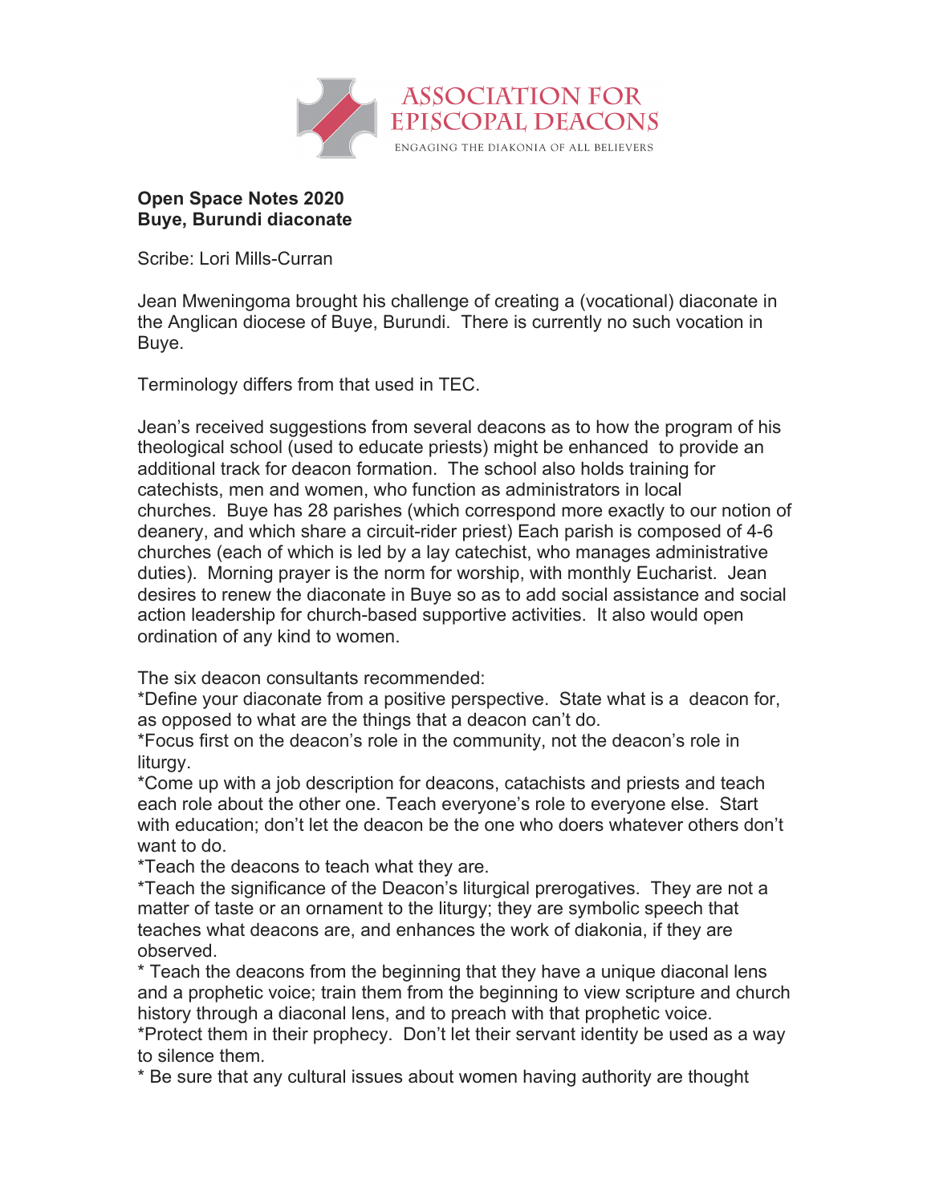ASSOCIATION FOR EPISCOPAL DEACONS

ENGAGING THE DIAKONIA OF ALL BELIEVERS

**Open Space Notes 2020**
**Buye, Burundi diaconate**

Scribe: Lori Mills-Curran

Jean Mweningoma brought his challenge of creating a (vocational) diaconate in the Anglican diocese of Buye, Burundi. There is currently no such vocation in Buye.

Terminology differs from that used in TEC.

Jean's received suggestions from several deacons as to how the program of his theological school (used to educate priests) might be enhanced to provide an additional track for deacon formation. The school also holds training for catechists, men and women, who function as administrators in local churches. Buye has 28 parishes (which correspond more exactly to our notion of deanery, and which share a circuit-rider priest) Each parish is composed of 4-6 churches (each of which is led by a lay catechist, who manages administrative duties). Morning prayer is the norm for worship, with monthly Eucharist. Jean desires to renew the diaconate in Buye so as to add social assistance and social action leadership for church-based supportive activities. It also would open ordination of any kind to women.

The six deacon consultants recommended:

*Define your diaconate from a positive perspective. State what is a deacon for, as opposed to what are the things that a deacon can't do.

*Focus first on the deacon's role in the community, not the deacon's role in liturgy.

*Come up with a job description for deacons, catachists and priests and teach each role about the other one. Teach everyone's role to everyone else. Start with education; don't let the deacon be the one who doers whatever others don't want to do.

*Teach the deacons to teach what they are.

*Teach the significance of the Deacon's liturgical prerogatives. They are not a matter of taste or an ornament to the liturgy; they are symbolic speech that teaches what deacons are, and enhances the work of diakonia, if they are observed.

* Teach the deacons from the beginning that they have a unique diaconal lens and a prophetic voice; train them from the beginning to view scripture and church history through a diaconal lens, and to preach with that prophetic voice.

*Protect them in their prophecy. Don't let their servant identity be used as a way to silence them.

* Be sure that any cultural issues about women having authority are thought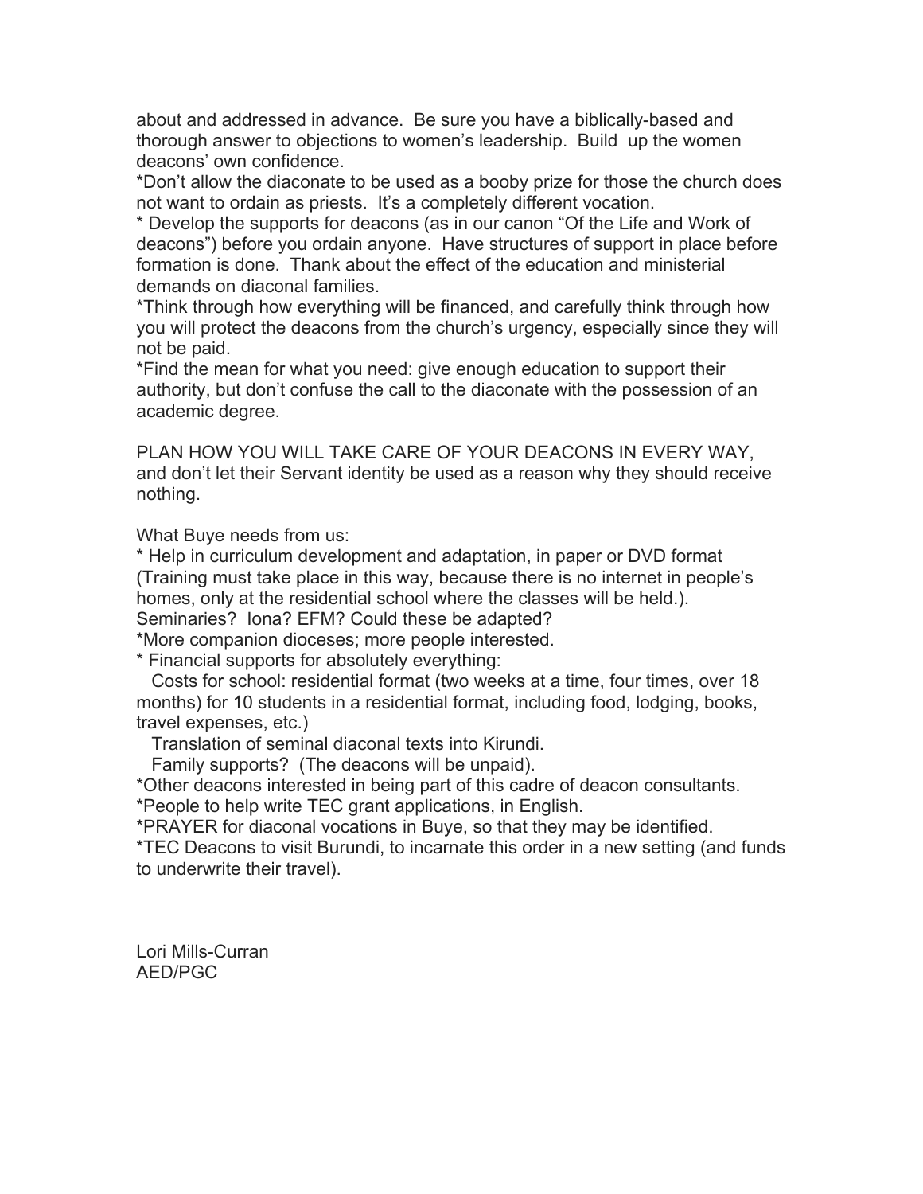about and addressed in advance. Be sure you have a biblically-based and thorough answer to objections to women's leadership. Build up the women deacons' own confidence.

*Don't allow the diaconate to be used as a booby prize for those the church does not want to ordain as priests. It's a completely different vocation.

* Develop the supports for deacons (as in our canon "Of the Life and Work of deacons") before you ordain anyone. Have structures of support in place before formation is done. Thank about the effect of the education and ministerial demands on diaconal families.

*Think through how everything will be financed, and carefully think through how you will protect the deacons from the church's urgency, especially since they will not be paid.

*Find the mean for what you need: give enough education to support their authority, but don't confuse the call to the diaconate with the possession of an academic degree.

PLAN HOW YOU WILL TAKE CARE OF YOUR DEACONS IN EVERY WAY, and don't let their Servant identity be used as a reason why they should receive nothing.

What Buye needs from us:

* Help in curriculum development and adaptation, in paper or DVD format (Training must take place in this way, because there is no internet in people's homes, only at the residential school where the classes will be held.). Seminaries? Iona? EFM? Could these be adapted?

*More companion dioceses; more people interested.

* Financial supports for absolutely everything:

  Costs for school: residential format (two weeks at a time, four times, over 18 months) for 10 students in a residential format, including food, lodging, books, travel expenses, etc.)

  Translation of seminal diaconal texts into Kirundi.

  Family supports? (The deacons will be unpaid).

*Other deacons interested in being part of this cadre of deacon consultants.

*People to help write TEC grant applications, in English.

*PRAYER for diaconal vocations in Buye, so that they may be identified.

*TEC Deacons to visit Burundi, to incarnate this order in a new setting (and funds to underwrite their travel).

Lori Mills-Curran
AED/PGC